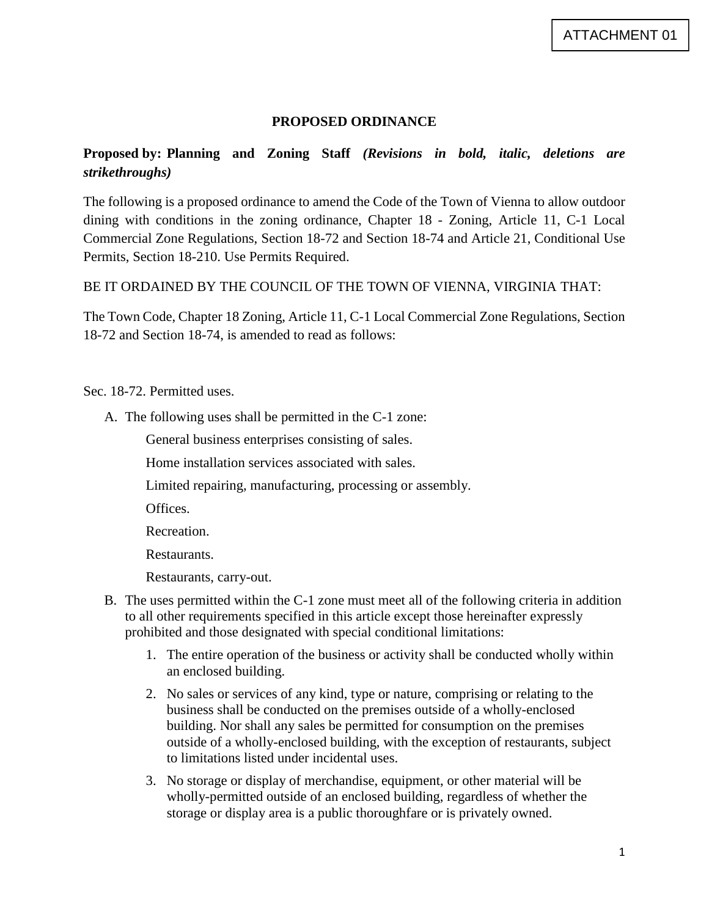ATTACHMENT 01

# PROPOSED ORDINANCE

**Proposed by: Planning and Zoning Staff** ***(Revisions in bold, italic, deletions are strikethroughs)***

The following is a proposed ordinance to amend the Code of the Town of Vienna to allow outdoor dining with conditions in the zoning ordinance, Chapter 18 - Zoning, Article 11, C-1 Local Commercial Zone Regulations, Section 18-72 and Section 18-74 and Article 21, Conditional Use Permits, Section 18-210. Use Permits Required.

BE IT ORDAINED BY THE COUNCIL OF THE TOWN OF VIENNA, VIRGINIA THAT:

The Town Code, Chapter 18 Zoning, Article 11, C-1 Local Commercial Zone Regulations, Section 18-72 and Section 18-74, is amended to read as follows:

Sec. 18-72. Permitted uses.

A. The following uses shall be permitted in the C-1 zone:

   General business enterprises consisting of sales.

   Home installation services associated with sales.

   Limited repairing, manufacturing, processing or assembly.

   Offices.

   Recreation.

   Restaurants.

   Restaurants, carry-out.

B. The uses permitted within the C-1 zone must meet all of the following criteria in addition to all other requirements specified in this article except those hereinafter expressly prohibited and those designated with special conditional limitations:

   1. The entire operation of the business or activity shall be conducted wholly within an enclosed building.
   2. No sales or services of any kind, type or nature, comprising or relating to the business shall be conducted on the premises outside of a wholly-enclosed building. Nor shall any sales be permitted for consumption on the premises outside of a wholly-enclosed building, with the exception of restaurants, subject to limitations listed under incidental uses.
   3. No storage or display of merchandise, equipment, or other material will be wholly-permitted outside of an enclosed building, regardless of whether the storage or display area is a public thoroughfare or is privately owned.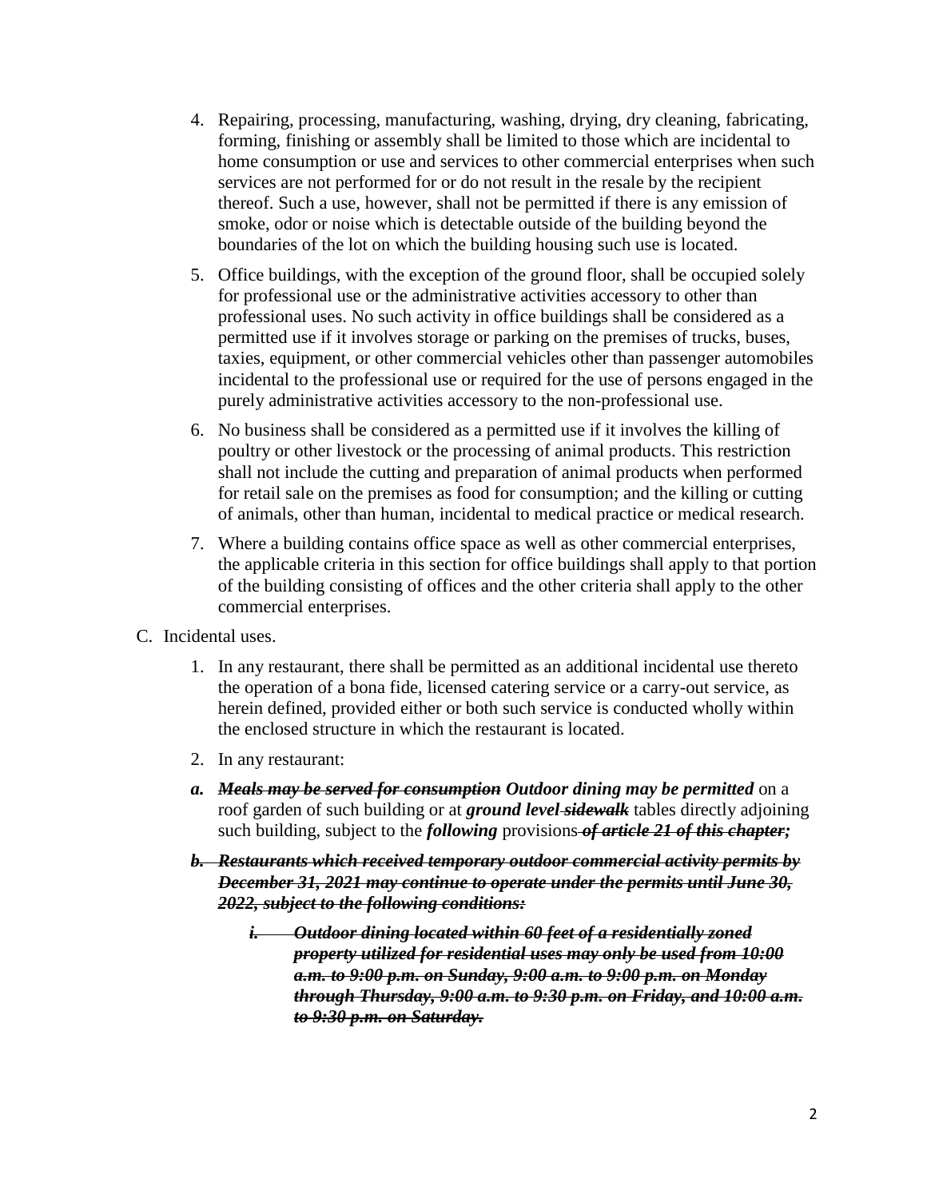4. Repairing, processing, manufacturing, washing, drying, dry cleaning, fabricating, forming, finishing or assembly shall be limited to those which are incidental to home consumption or use and services to other commercial enterprises when such services are not performed for or do not result in the resale by the recipient thereof. Such a use, however, shall not be permitted if there is any emission of smoke, odor or noise which is detectable outside of the building beyond the boundaries of the lot on which the building housing such use is located.

5. Office buildings, with the exception of the ground floor, shall be occupied solely for professional use or the administrative activities accessory to other than professional uses. No such activity in office buildings shall be considered as a permitted use if it involves storage or parking on the premises of trucks, buses, taxies, equipment, or other commercial vehicles other than passenger automobiles incidental to the professional use or required for the use of persons engaged in the purely administrative activities accessory to the non-professional use.

6. No business shall be considered as a permitted use if it involves the killing of poultry or other livestock or the processing of animal products. This restriction shall not include the cutting and preparation of animal products when performed for retail sale on the premises as food for consumption; and the killing or cutting of animals, other than human, incidental to medical practice or medical research.

7. Where a building contains office space as well as other commercial enterprises, the applicable criteria in this section for office buildings shall apply to that portion of the building consisting of offices and the other criteria shall apply to the other commercial enterprises.

C. Incidental uses.

1. In any restaurant, there shall be permitted as an additional incidental use thereto the operation of a bona fide, licensed catering service or a carry-out service, as herein defined, provided either or both such service is conducted wholly within the enclosed structure in which the restaurant is located.

2. In any restaurant:

***a.*** ~~***Meals may be served for consumption***~~ ***Outdoor dining may be permitted*** on a roof garden of such building or at ***ground level*** ~~***sidewalk***~~ tables directly adjoining such building, subject to the ***following*** provisions ~~***of article 21 of this chapter;***~~

~~***b. Restaurants which received temporary outdoor commercial activity permits by December 31, 2021 may continue to operate under the permits until June 30, 2022, subject to the following conditions:***~~

~~***i. Outdoor dining located within 60 feet of a residentially zoned property utilized for residential uses may only be used from 10:00 a.m. to 9:00 p.m. on Sunday, 9:00 a.m. to 9:00 p.m. on Monday through Thursday, 9:00 a.m. to 9:30 p.m. on Friday, and 10:00 a.m. to 9:30 p.m. on Saturday.***~~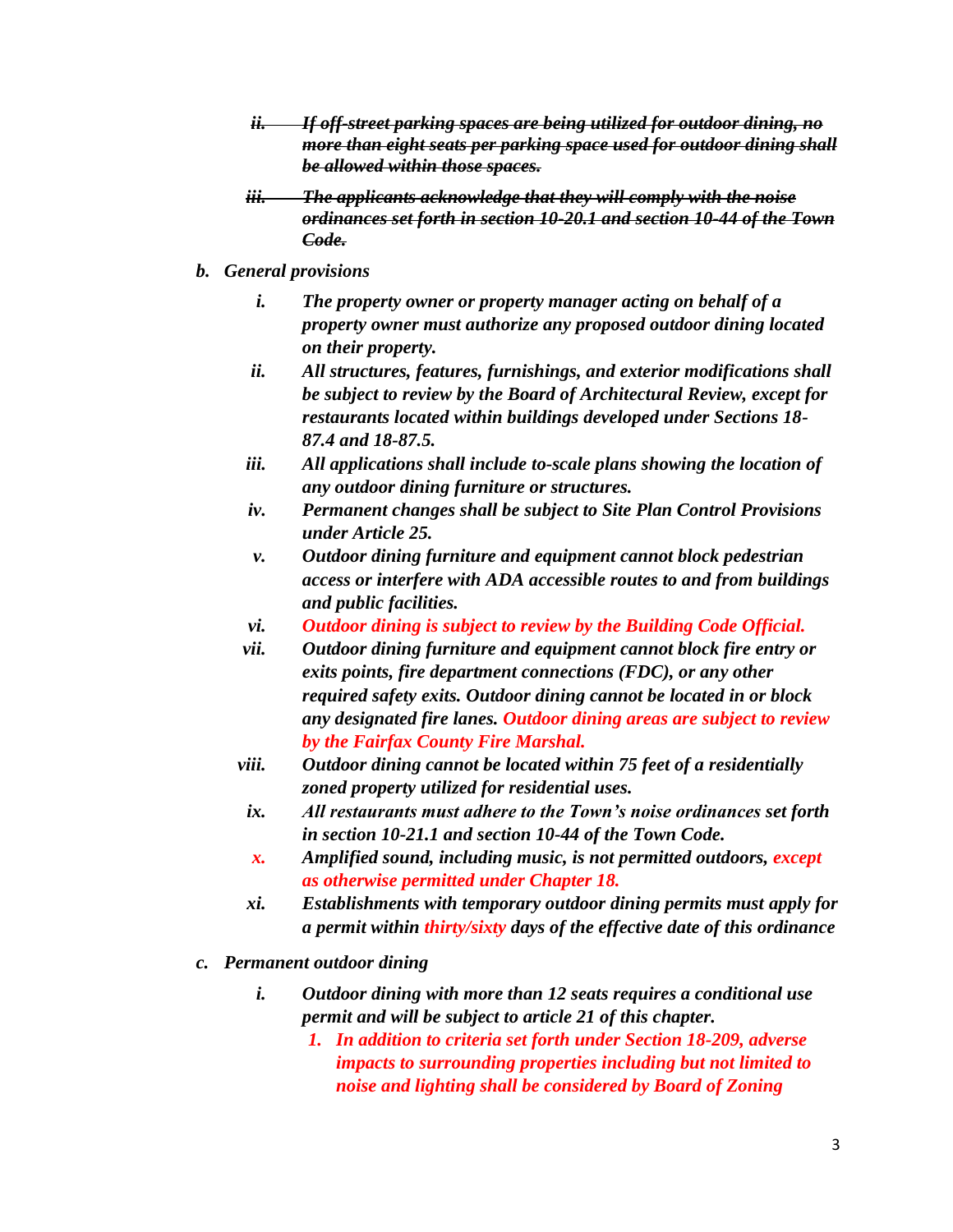- ~~*ii. If off-street parking spaces are being utilized for outdoor dining, no more than eight seats per parking space used for outdoor dining shall be allowed within those spaces.*~~
- ~~*iii. The applicants acknowledge that they will comply with the noise ordinances set forth in section 10-20.1 and section 10-44 of the Town Code.*~~

***b. General provisions***

- ***i.*** ***The property owner or property manager acting on behalf of a property owner must authorize any proposed outdoor dining located on their property.***
- ***ii.*** ***All structures, features, furnishings, and exterior modifications shall be subject to review by the Board of Architectural Review, except for restaurants located within buildings developed under Sections 18-87.4 and 18-87.5.***
- ***iii.*** ***All applications shall include to-scale plans showing the location of any outdoor dining furniture or structures.***
- ***iv.*** ***Permanent changes shall be subject to Site Plan Control Provisions under Article 25.***
- ***v.*** ***Outdoor dining furniture and equipment cannot block pedestrian access or interfere with ADA accessible routes to and from buildings and public facilities.***
- ***vi.*** ***Outdoor dining is subject to review by the Building Code Official.***
- ***vii.*** ***Outdoor dining furniture and equipment cannot block fire entry or exits points, fire department connections (FDC), or any other required safety exits. Outdoor dining cannot be located in or block any designated fire lanes. Outdoor dining areas are subject to review by the Fairfax County Fire Marshal.***
- ***viii.*** ***Outdoor dining cannot be located within 75 feet of a residentially zoned property utilized for residential uses.***
- ***ix.*** ***All restaurants must adhere to the Town's noise ordinances set forth in section 10-21.1 and section 10-44 of the Town Code.***
- ***x.*** ***Amplified sound, including music, is not permitted outdoors, except as otherwise permitted under Chapter 18.***
- ***xi.*** ***Establishments with temporary outdoor dining permits must apply for a permit within thirty/sixty days of the effective date of this ordinance***

***c. Permanent outdoor dining***

- ***i.*** ***Outdoor dining with more than 12 seats requires a conditional use permit and will be subject to article 21 of this chapter.***
  1. ***In addition to criteria set forth under Section 18-209, adverse impacts to surrounding properties including but not limited to noise and lighting shall be considered by Board of Zoning***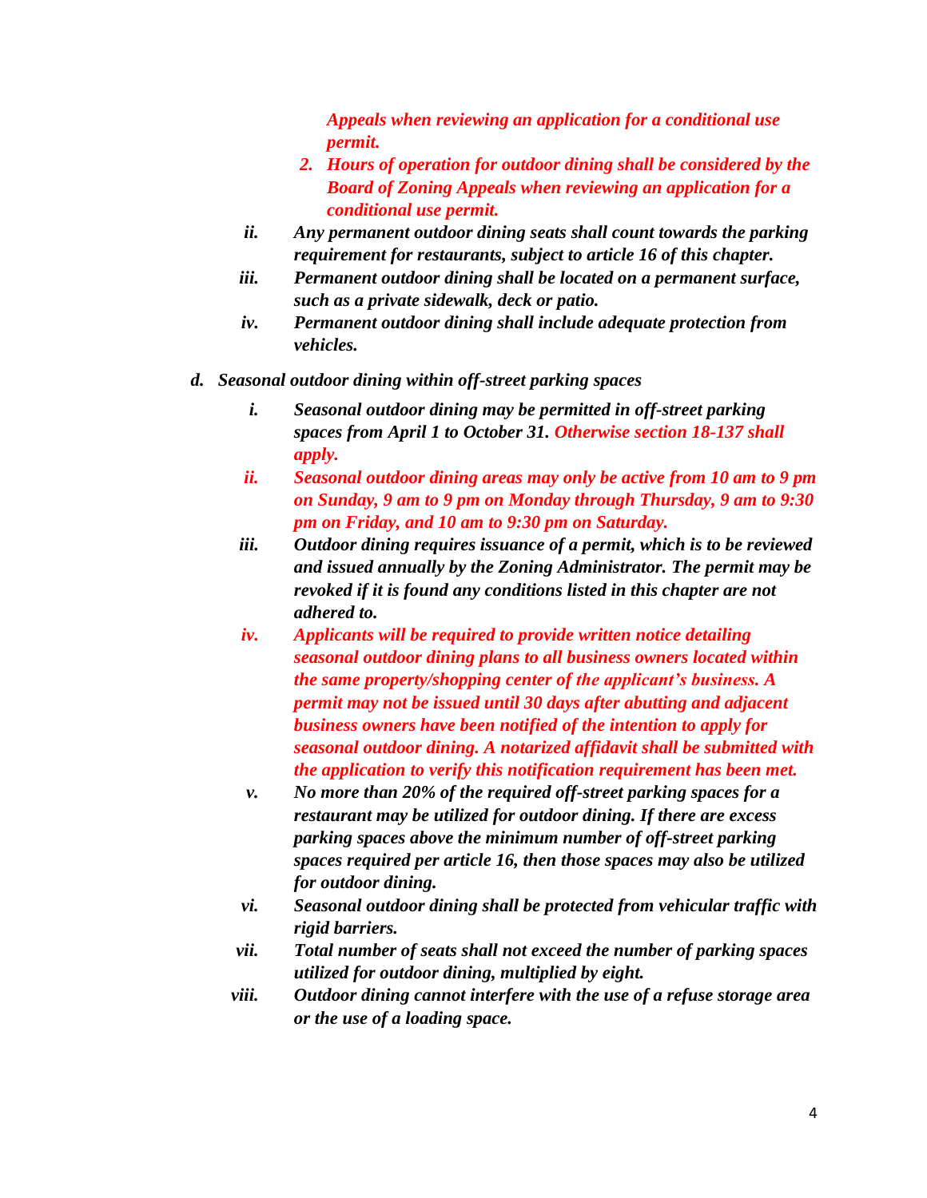*Appeals when reviewing an application for a conditional use permit.*

2. ***Hours of operation for outdoor dining shall be considered by the Board of Zoning Appeals when reviewing an application for a conditional use permit.***

- ii. ***Any permanent outdoor dining seats shall count towards the parking requirement for restaurants, subject to article 16 of this chapter.***
- iii. ***Permanent outdoor dining shall be located on a permanent surface, such as a private sidewalk, deck or patio.***
- iv. ***Permanent outdoor dining shall include adequate protection from vehicles.***

d. ***Seasonal outdoor dining within off-street parking spaces***

- i. ***Seasonal outdoor dining may be permitted in off-street parking spaces from April 1 to October 31. Otherwise section 18-137 shall apply.***
- ii. ***Seasonal outdoor dining areas may only be active from 10 am to 9 pm on Sunday, 9 am to 9 pm on Monday through Thursday, 9 am to 9:30 pm on Friday, and 10 am to 9:30 pm on Saturday.***
- iii. ***Outdoor dining requires issuance of a permit, which is to be reviewed and issued annually by the Zoning Administrator. The permit may be revoked if it is found any conditions listed in this chapter are not adhered to.***
- iv. ***Applicants will be required to provide written notice detailing seasonal outdoor dining plans to all business owners located within the same property/shopping center of the applicant's business. A permit may not be issued until 30 days after abutting and adjacent business owners have been notified of the intention to apply for seasonal outdoor dining. A notarized affidavit shall be submitted with the application to verify this notification requirement has been met.***
- v. ***No more than 20% of the required off-street parking spaces for a restaurant may be utilized for outdoor dining. If there are excess parking spaces above the minimum number of off-street parking spaces required per article 16, then those spaces may also be utilized for outdoor dining.***
- vi. ***Seasonal outdoor dining shall be protected from vehicular traffic with rigid barriers.***
- vii. ***Total number of seats shall not exceed the number of parking spaces utilized for outdoor dining, multiplied by eight.***
- viii. ***Outdoor dining cannot interfere with the use of a refuse storage area or the use of a loading space.***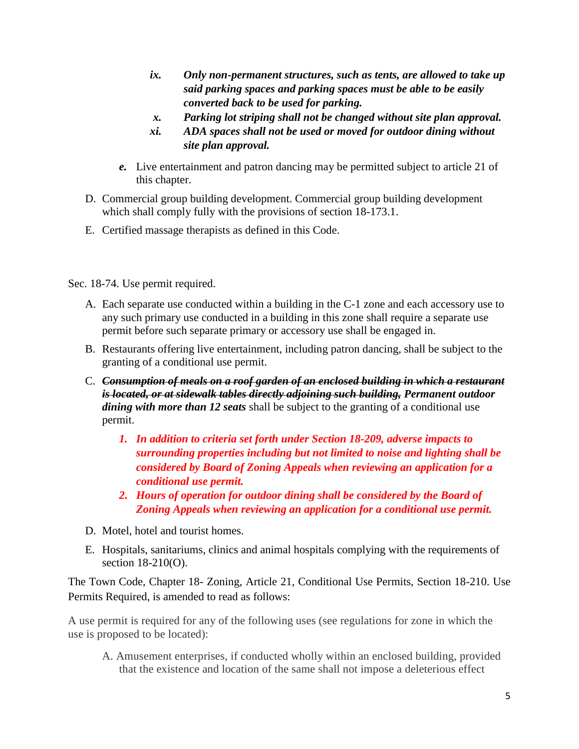ix. ***Only non-permanent structures, such as tents, are allowed to take up said parking spaces and parking spaces must be able to be easily converted back to be used for parking.***

   x. ***Parking lot striping shall not be changed without site plan approval.***

   xi. ***ADA spaces shall not be used or moved for outdoor dining without site plan approval.***

 ***e.*** Live entertainment and patron dancing may be permitted subject to article 21 of this chapter.

D. Commercial group building development. Commercial group building development which shall comply fully with the provisions of section 18-173.1.

E. Certified massage therapists as defined in this Code.

Sec. 18-74. Use permit required.

A. Each separate use conducted within a building in the C-1 zone and each accessory use to any such primary use conducted in a building in this zone shall require a separate use permit before such separate primary or accessory use shall be engaged in.

B. Restaurants offering live entertainment, including patron dancing, shall be subject to the granting of a conditional use permit.

C. ~~***Consumption of meals on a roof garden of an enclosed building in which a restaurant is located, or at sidewalk tables directly adjoining such building,***~~ ***Permanent outdoor dining with more than 12 seats*** shall be subject to the granting of a conditional use permit.

   1. ***In addition to criteria set forth under Section 18-209, adverse impacts to surrounding properties including but not limited to noise and lighting shall be considered by Board of Zoning Appeals when reviewing an application for a conditional use permit.***
   2. ***Hours of operation for outdoor dining shall be considered by the Board of Zoning Appeals when reviewing an application for a conditional use permit.***

D. Motel, hotel and tourist homes.

E. Hospitals, sanitariums, clinics and animal hospitals complying with the requirements of section 18-210(O).

The Town Code, Chapter 18- Zoning, Article 21, Conditional Use Permits, Section 18-210. Use Permits Required, is amended to read as follows:

A use permit is required for any of the following uses (see regulations for zone in which the use is proposed to be located):

A. Amusement enterprises, if conducted wholly within an enclosed building, provided that the existence and location of the same shall not impose a deleterious effect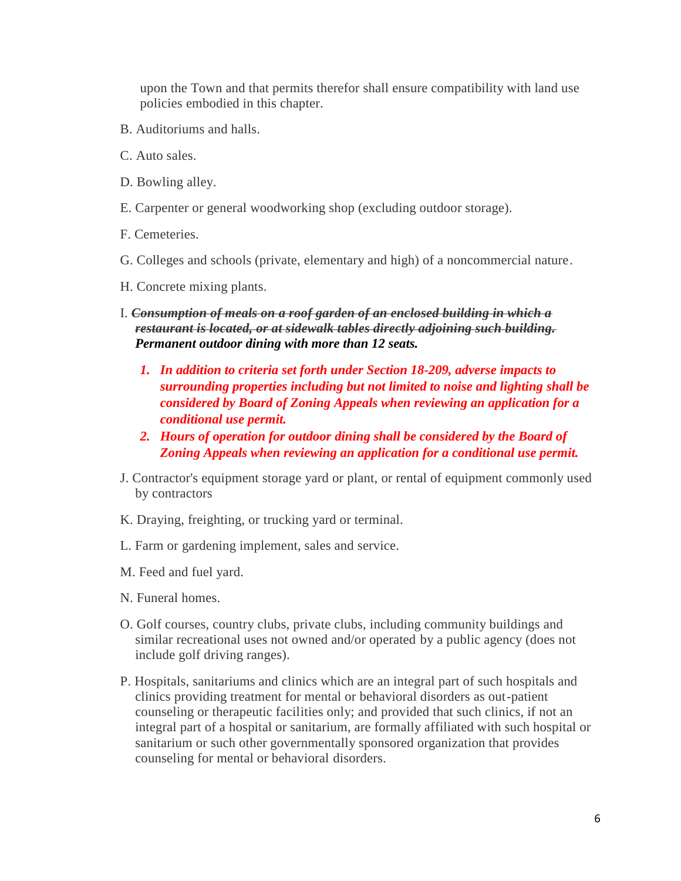upon the Town and that permits therefor shall ensure compatibility with land use policies embodied in this chapter.

B. Auditoriums and halls.

C. Auto sales.

D. Bowling alley.

E. Carpenter or general woodworking shop (excluding outdoor storage).

F. Cemeteries.

G. Colleges and schools (private, elementary and high) of a noncommercial nature.

H. Concrete mixing plants.

I. ~~***Consumption of meals on a roof garden of an enclosed building in which a restaurant is located, or at sidewalk tables directly adjoining such building.***~~ ***Permanent outdoor dining with more than 12 seats.***

1. ***In addition to criteria set forth under Section 18-209, adverse impacts to surrounding properties including but not limited to noise and lighting shall be considered by Board of Zoning Appeals when reviewing an application for a conditional use permit.***
2. ***Hours of operation for outdoor dining shall be considered by the Board of Zoning Appeals when reviewing an application for a conditional use permit.***

J. Contractor's equipment storage yard or plant, or rental of equipment commonly used by contractors

K. Draying, freighting, or trucking yard or terminal.

L. Farm or gardening implement, sales and service.

M. Feed and fuel yard.

N. Funeral homes.

O. Golf courses, country clubs, private clubs, including community buildings and similar recreational uses not owned and/or operated by a public agency (does not include golf driving ranges).

P. Hospitals, sanitariums and clinics which are an integral part of such hospitals and clinics providing treatment for mental or behavioral disorders as out-patient counseling or therapeutic facilities only; and provided that such clinics, if not an integral part of a hospital or sanitarium, are formally affiliated with such hospital or sanitarium or such other governmentally sponsored organization that provides counseling for mental or behavioral disorders.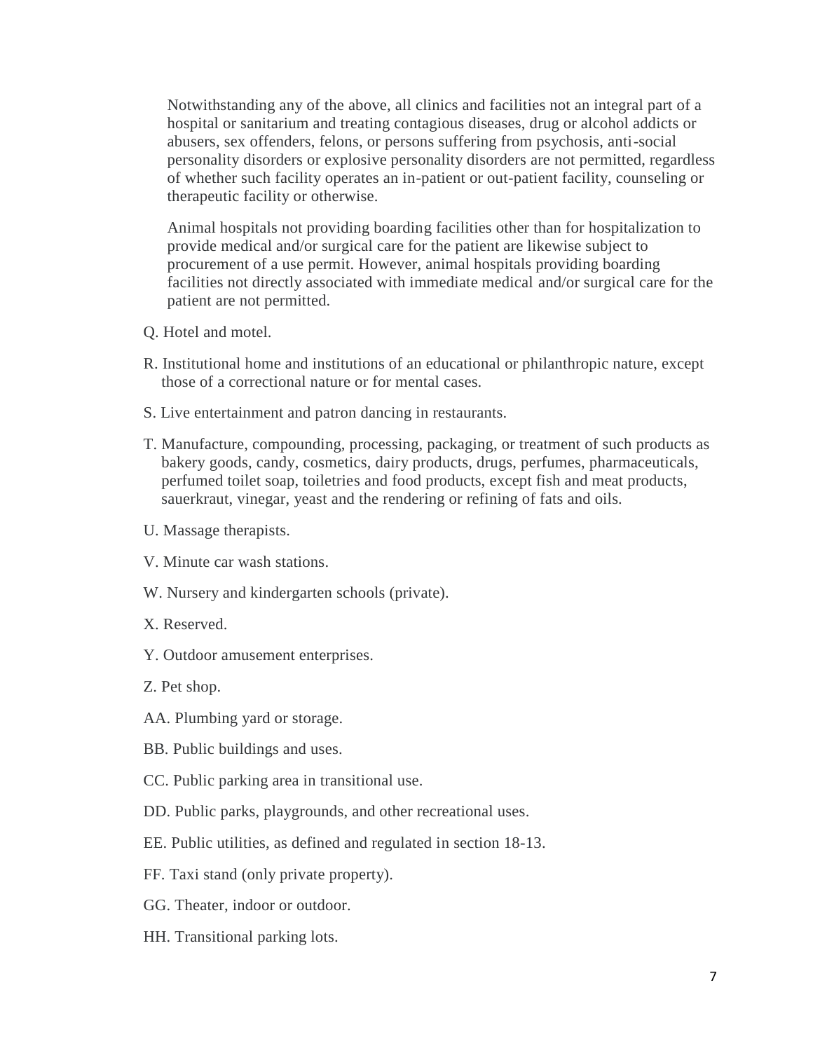Notwithstanding any of the above, all clinics and facilities not an integral part of a hospital or sanitarium and treating contagious diseases, drug or alcohol addicts or abusers, sex offenders, felons, or persons suffering from psychosis, anti-social personality disorders or explosive personality disorders are not permitted, regardless of whether such facility operates an in-patient or out-patient facility, counseling or therapeutic facility or otherwise.

Animal hospitals not providing boarding facilities other than for hospitalization to provide medical and/or surgical care for the patient are likewise subject to procurement of a use permit. However, animal hospitals providing boarding facilities not directly associated with immediate medical and/or surgical care for the patient are not permitted.

Q. Hotel and motel.

R. Institutional home and institutions of an educational or philanthropic nature, except those of a correctional nature or for mental cases.

S. Live entertainment and patron dancing in restaurants.

T. Manufacture, compounding, processing, packaging, or treatment of such products as bakery goods, candy, cosmetics, dairy products, drugs, perfumes, pharmaceuticals, perfumed toilet soap, toiletries and food products, except fish and meat products, sauerkraut, vinegar, yeast and the rendering or refining of fats and oils.

U. Massage therapists.

V. Minute car wash stations.

W. Nursery and kindergarten schools (private).

X. Reserved.

Y. Outdoor amusement enterprises.

Z. Pet shop.

AA. Plumbing yard or storage.

BB. Public buildings and uses.

CC. Public parking area in transitional use.

DD. Public parks, playgrounds, and other recreational uses.

EE. Public utilities, as defined and regulated in section 18-13.

FF. Taxi stand (only private property).

GG. Theater, indoor or outdoor.

HH. Transitional parking lots.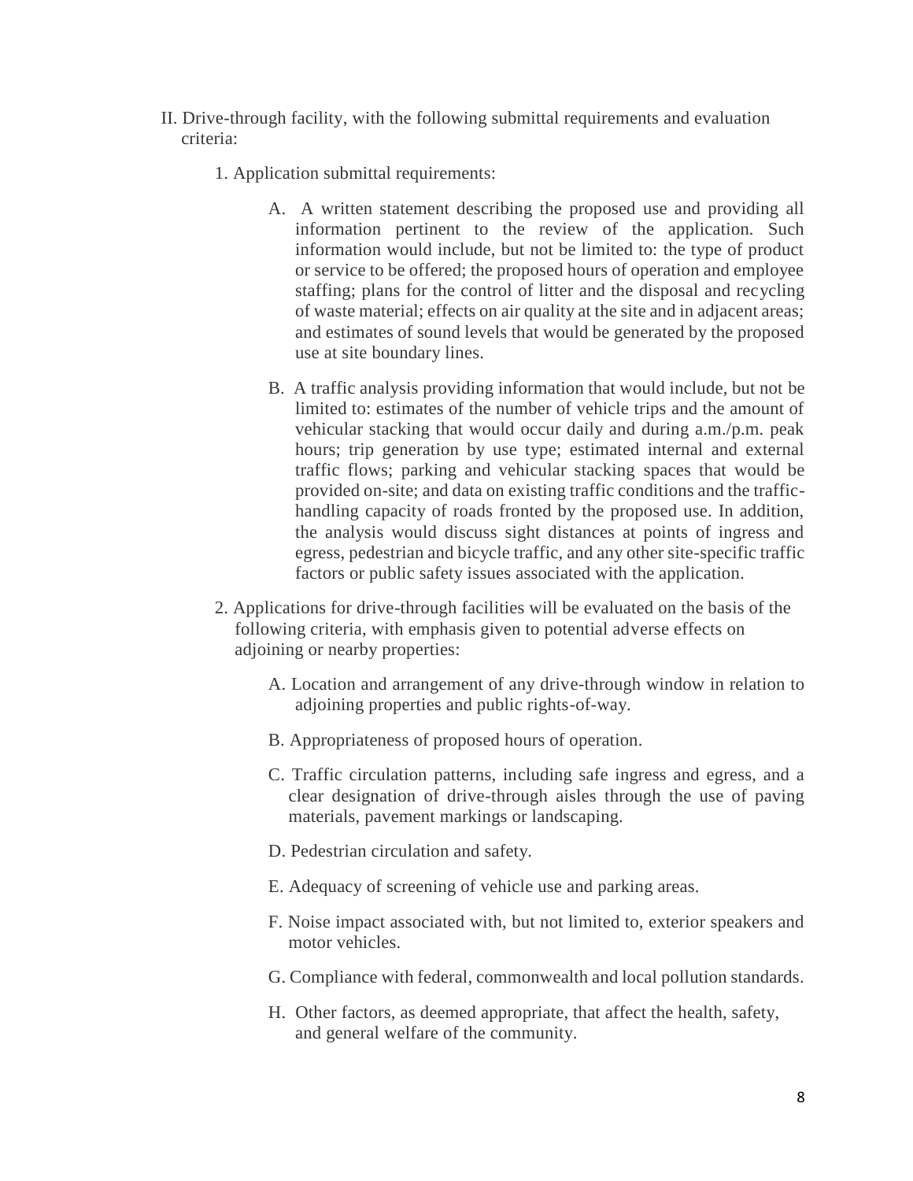II. Drive-through facility, with the following submittal requirements and evaluation criteria:

1. Application submittal requirements:

   A. A written statement describing the proposed use and providing all information pertinent to the review of the application. Such information would include, but not be limited to: the type of product or service to be offered; the proposed hours of operation and employee staffing; plans for the control of litter and the disposal and recycling of waste material; effects on air quality at the site and in adjacent areas; and estimates of sound levels that would be generated by the proposed use at site boundary lines.

   B. A traffic analysis providing information that would include, but not be limited to: estimates of the number of vehicle trips and the amount of vehicular stacking that would occur daily and during a.m./p.m. peak hours; trip generation by use type; estimated internal and external traffic flows; parking and vehicular stacking spaces that would be provided on-site; and data on existing traffic conditions and the traffic-handling capacity of roads fronted by the proposed use. In addition, the analysis would discuss sight distances at points of ingress and egress, pedestrian and bicycle traffic, and any other site-specific traffic factors or public safety issues associated with the application.

2. Applications for drive-through facilities will be evaluated on the basis of the following criteria, with emphasis given to potential adverse effects on adjoining or nearby properties:

   A. Location and arrangement of any drive-through window in relation to adjoining properties and public rights-of-way.

   B. Appropriateness of proposed hours of operation.

   C. Traffic circulation patterns, including safe ingress and egress, and a clear designation of drive-through aisles through the use of paving materials, pavement markings or landscaping.

   D. Pedestrian circulation and safety.

   E. Adequacy of screening of vehicle use and parking areas.

   F. Noise impact associated with, but not limited to, exterior speakers and motor vehicles.

   G. Compliance with federal, commonwealth and local pollution standards.

   H. Other factors, as deemed appropriate, that affect the health, safety, and general welfare of the community.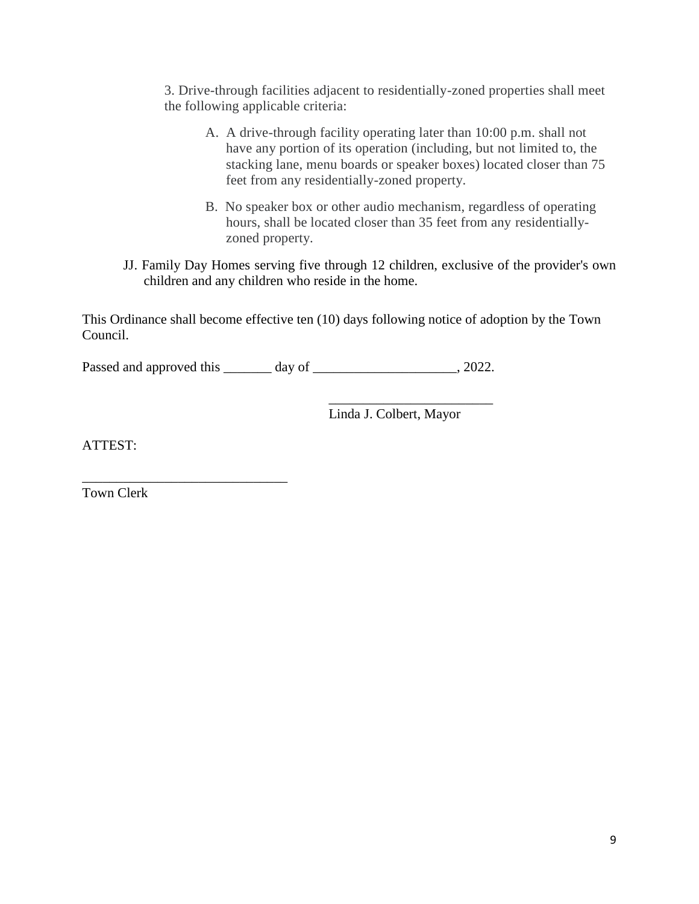3. Drive-through facilities adjacent to residentially-zoned properties shall meet the following applicable criteria:

   A. A drive-through facility operating later than 10:00 p.m. shall not have any portion of its operation (including, but not limited to, the stacking lane, menu boards or speaker boxes) located closer than 75 feet from any residentially-zoned property.

   B. No speaker box or other audio mechanism, regardless of operating hours, shall be located closer than 35 feet from any residentially-zoned property.

JJ. Family Day Homes serving five through 12 children, exclusive of the provider's own children and any children who reside in the home.

This Ordinance shall become effective ten (10) days following notice of adoption by the Town Council.

Passed and approved this _______ day of ____________________, 2022.

_______________________
Linda J. Colbert, Mayor

ATTEST:

_____________________________
Town Clerk